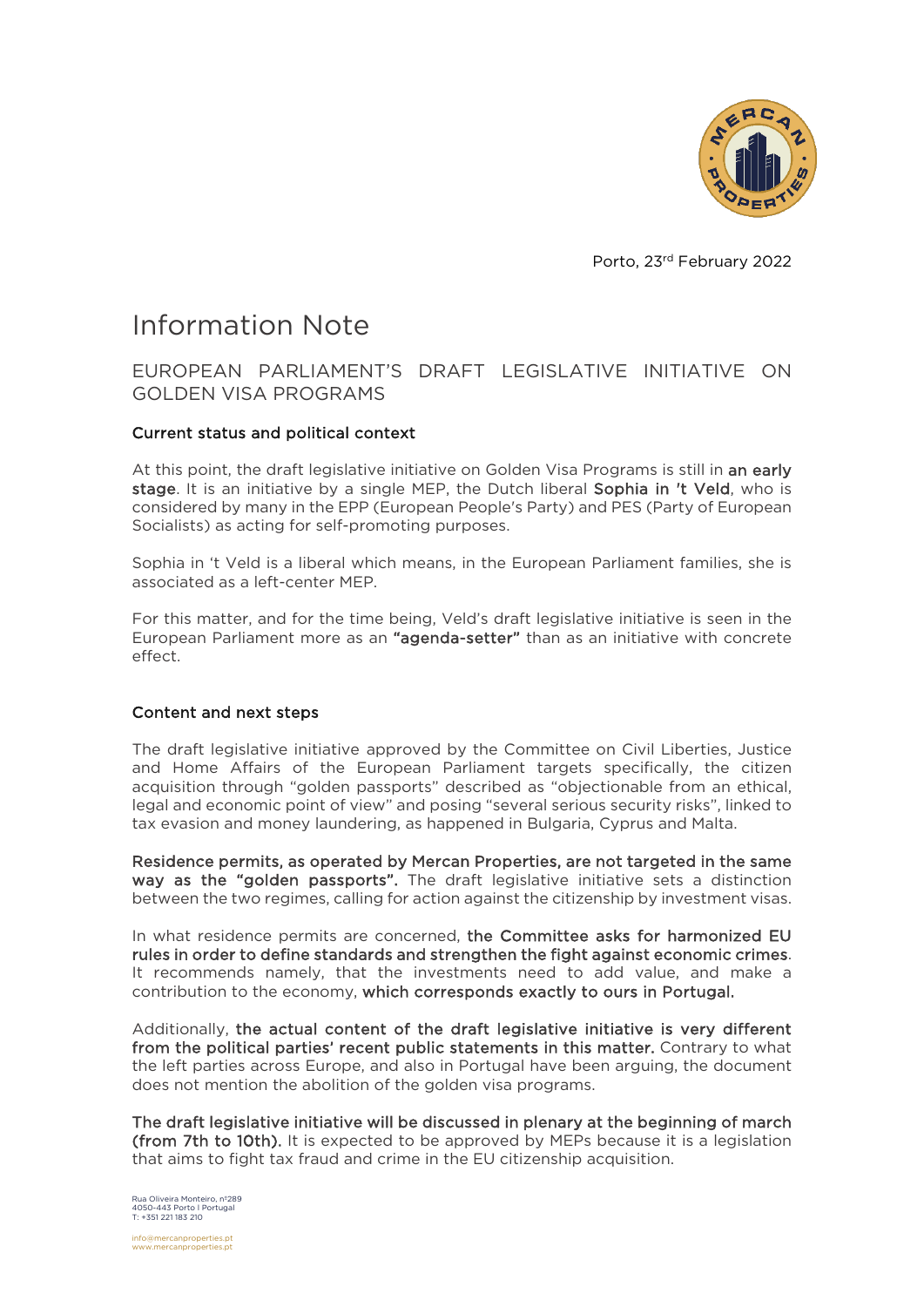Porto, 23rd February 2022

# Information Note

## EUROPEAN PARLIAMENT'S DRAFT LEGISLATIVE INITIATIVE ON GOLDEN VISA PROGRAMS

### Current status and political context

At this point, the draft legislative initiative on Golden Visa Programs is still in **an early stage**. It is an initiative by a single MEP, the Dutch liberal **Sophia in 't Veld**, who is considered by many in the EPP (European People's Party) and PES (Party of European Socialists) as acting for self-promoting purposes.

Sophia in 't Veld is a liberal which means, in the European Parliament families, she is associated as a left-center MEP.

For this matter, and for the time being, Veld's draft legislative initiative is seen in the European Parliament more as an **"agenda-setter"** than as an initiative with concrete effect.

### Content and next steps

The draft legislative initiative approved by the Committee on Civil Liberties, Justice and Home Affairs of the European Parliament targets specifically, the citizen acquisition through "golden passports" described as "objectionable from an ethical, legal and economic point of view" and posing "several serious security risks", linked to tax evasion and money laundering, as happened in Bulgaria, Cyprus and Malta.

**Residence permits, as operated by Mercan Properties, are not targeted in the same way as the "golden passports".** The draft legislative initiative sets a distinction between the two regimes, calling for action against the citizenship by investment visas.

In what residence permits are concerned, **the Committee asks for harmonized EU rules in order to define standards and strengthen the fight against economic crimes**. It recommends namely, that the investments need to add value, and make a contribution to the economy, **which corresponds exactly to ours in Portugal.**

Additionally, **the actual content of the draft legislative initiative is very different from the political parties' recent public statements in this matter.** Contrary to what the left parties across Europe, and also in Portugal have been arguing, the document does not mention the abolition of the golden visa programs.

**The draft legislative initiative will be discussed in plenary at the beginning of march (from 7th to 10th).** It is expected to be approved by MEPs because it is a legislation that aims to fight tax fraud and crime in the EU citizenship acquisition.

Rua Oliveira Monteiro, nº289
4050-443 Porto | Portugal
T: +351 221 183 210

info@mercanproperties.pt
www.mercanproperties.pt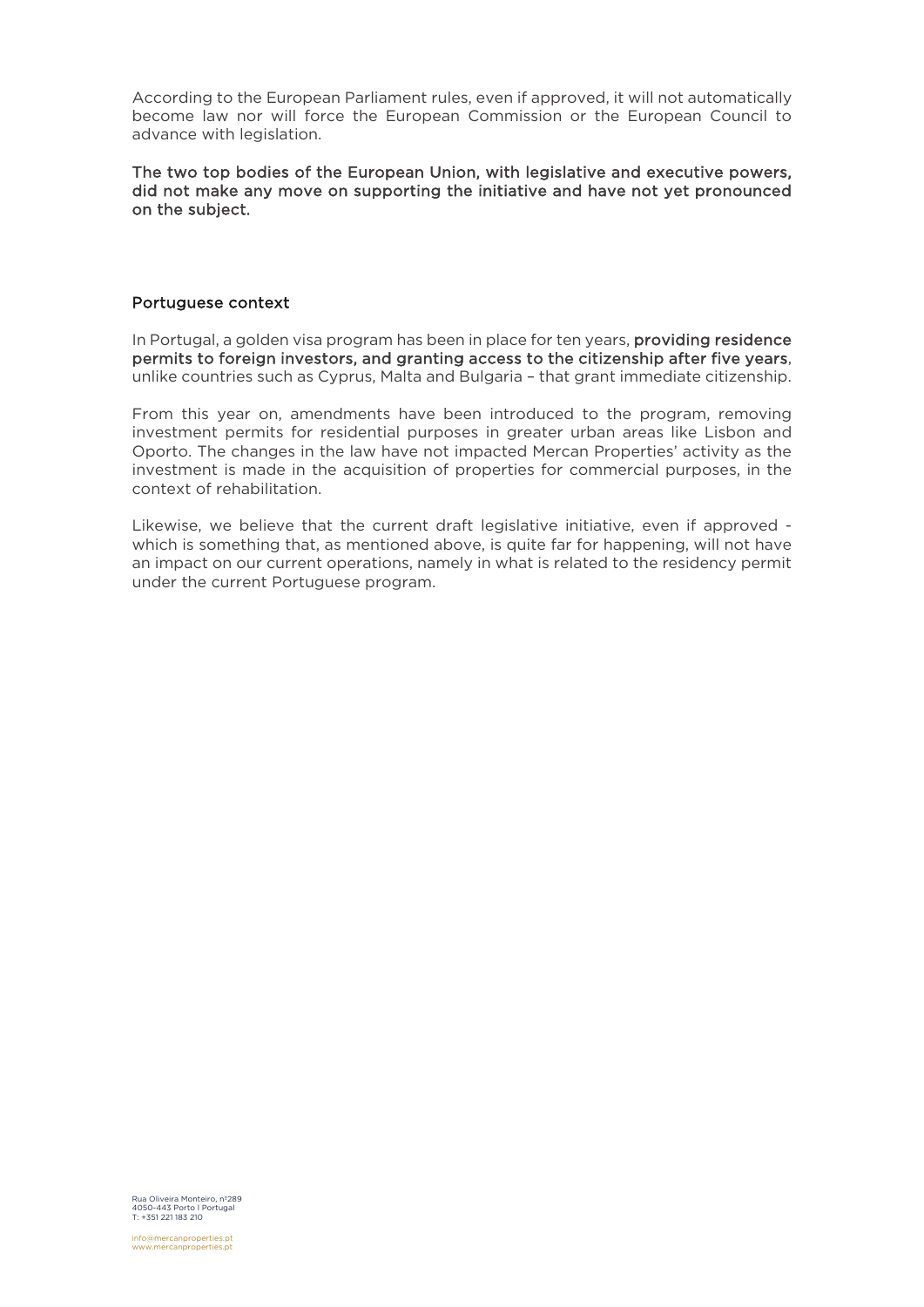According to the European Parliament rules, even if approved, it will not automatically become law nor will force the European Commission or the European Council to advance with legislation.

**The two top bodies of the European Union, with legislative and executive powers, did not make any move on supporting the initiative and have not yet pronounced on the subject.**

## Portuguese context

In Portugal, a golden visa program has been in place for ten years, **providing residence permits to foreign investors, and granting access to the citizenship after five years**, unlike countries such as Cyprus, Malta and Bulgaria – that grant immediate citizenship.

From this year on, amendments have been introduced to the program, removing investment permits for residential purposes in greater urban areas like Lisbon and Oporto. The changes in the law have not impacted Mercan Properties' activity as the investment is made in the acquisition of properties for commercial purposes, in the context of rehabilitation.

Likewise, we believe that the current draft legislative initiative, even if approved - which is something that, as mentioned above, is quite far for happening, will not have an impact on our current operations, namely in what is related to the residency permit under the current Portuguese program.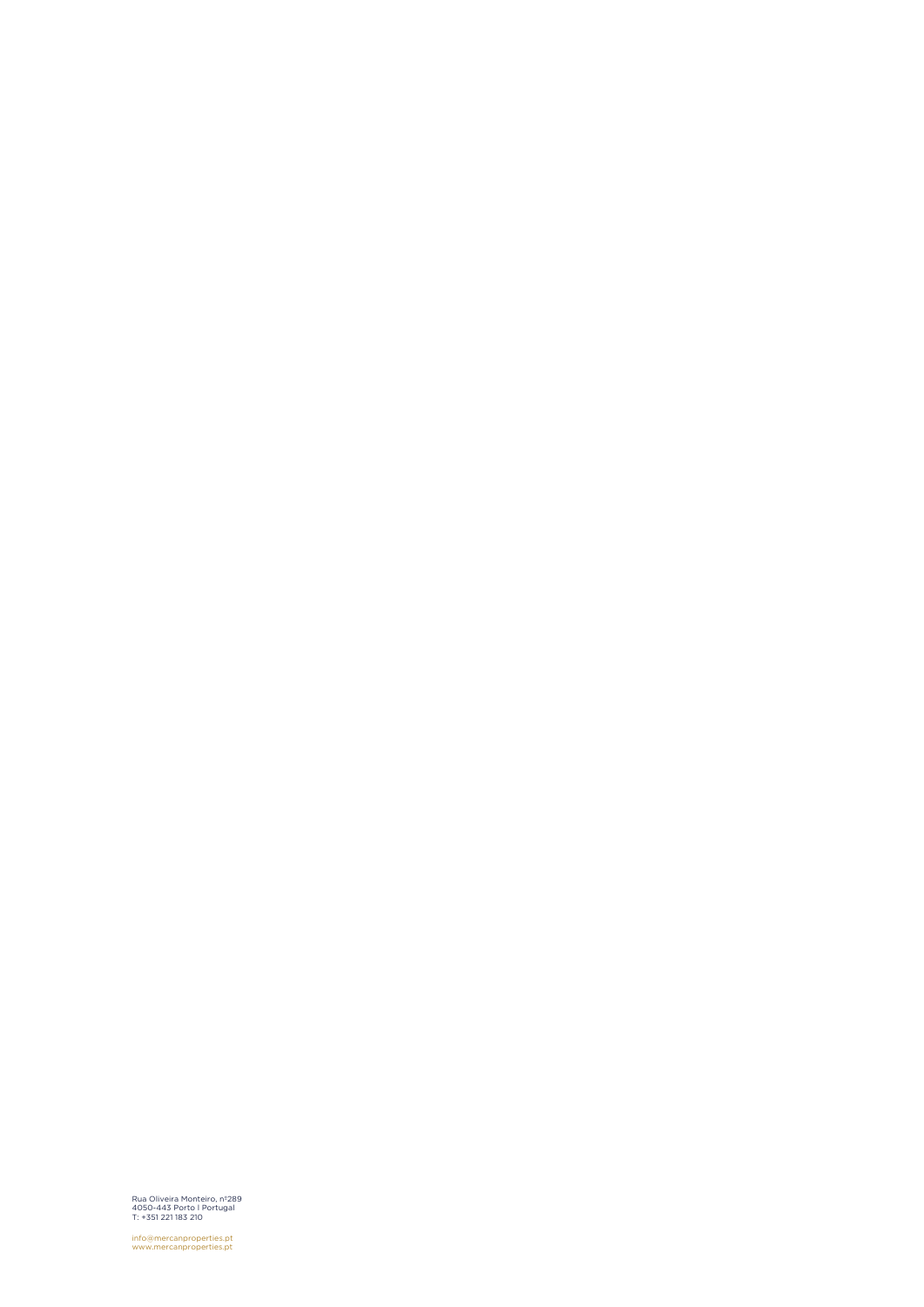Rua Oliveira Monteiro, nº289
4050-443 Porto | Portugal
T: +351 221 183 210

info@mercanproperties.pt
www.mercanproperties.pt